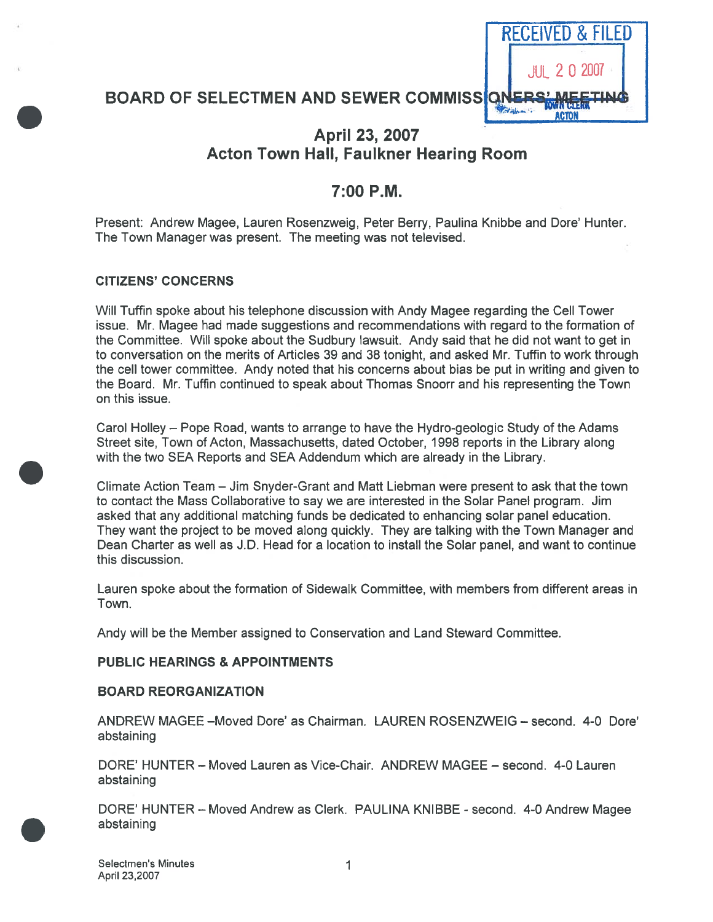RECEIVED & FILED

JUL 20 2007

TOWN CLERK ACTON

# BOARD OF SELECTMEN AND SEWER COMMISSIONERS' MEETING

## April 23, 2007
## Acton Town Hall, Faulkner Hearing Room

## 7:00 P.M.

Present: Andrew Magee, Lauren Rosenzweig, Peter Berry, Paulina Knibbe and Dore' Hunter. The Town Manager was present. The meeting was not televised.

### CITIZENS' CONCERNS

Will Tuffin spoke about his telephone discussion with Andy Magee regarding the Cell Tower issue. Mr. Magee had made suggestions and recommendations with regard to the formation of the Committee. Will spoke about the Sudbury lawsuit. Andy said that he did not want to get in to conversation on the merits of Articles 39 and 38 tonight, and asked Mr. Tuffin to work through the cell tower committee. Andy noted that his concerns about bias be put in writing and given to the Board. Mr. Tuffin continued to speak about Thomas Snoorr and his representing the Town on this issue.

Carol Holley – Pope Road, wants to arrange to have the Hydro-geologic Study of the Adams Street site, Town of Acton, Massachusetts, dated October, 1998 reports in the Library along with the two SEA Reports and SEA Addendum which are already in the Library.

Climate Action Team – Jim Snyder-Grant and Matt Liebman were present to ask that the town to contact the Mass Collaborative to say we are interested in the Solar Panel program. Jim asked that any additional matching funds be dedicated to enhancing solar panel education. They want the project to be moved along quickly. They are talking with the Town Manager and Dean Charter as well as J.D. Head for a location to install the Solar panel, and want to continue this discussion.

Lauren spoke about the formation of Sidewalk Committee, with members from different areas in Town.

Andy will be the Member assigned to Conservation and Land Steward Committee.

### PUBLIC HEARINGS & APPOINTMENTS

### BOARD REORGANIZATION

ANDREW MAGEE –Moved Dore' as Chairman. LAUREN ROSENZWEIG – second. 4-0 Dore' abstaining

DORE' HUNTER – Moved Lauren as Vice-Chair. ANDREW MAGEE – second. 4-0 Lauren abstaining

DORE' HUNTER – Moved Andrew as Clerk. PAULINA KNIBBE - second. 4-0 Andrew Magee abstaining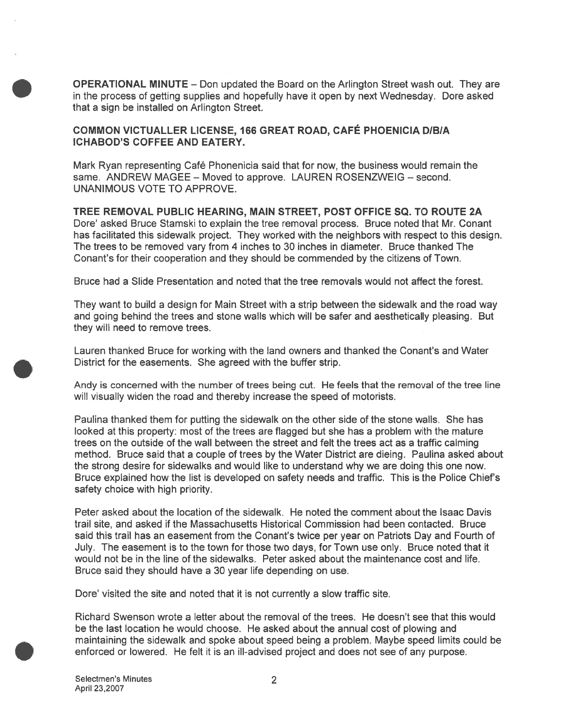**OPERATIONAL MINUTE** – Don updated the Board on the Arlington Street wash out. They are in the process of getting supplies and hopefully have it open by next Wednesday. Dore asked that a sign be installed on Arlington Street.

**COMMON VICTUALLER LICENSE, 166 GREAT ROAD, CAFÉ PHOENICIA D/B/A ICHABOD'S COFFEE AND EATERY.**

Mark Ryan representing Café Phonenicia said that for now, the business would remain the same. ANDREW MAGEE – Moved to approve. LAUREN ROSENZWEIG – second. UNANIMOUS VOTE TO APPROVE.

**TREE REMOVAL PUBLIC HEARING, MAIN STREET, POST OFFICE SQ. TO ROUTE 2A**
Dore' asked Bruce Stamski to explain the tree removal process. Bruce noted that Mr. Conant has facilitated this sidewalk project. They worked with the neighbors with respect to this design. The trees to be removed vary from 4 inches to 30 inches in diameter. Bruce thanked The Conant's for their cooperation and they should be commended by the citizens of Town.

Bruce had a Slide Presentation and noted that the tree removals would not affect the forest.

They want to build a design for Main Street with a strip between the sidewalk and the road way and going behind the trees and stone walls which will be safer and aesthetically pleasing. But they will need to remove trees.

Lauren thanked Bruce for working with the land owners and thanked the Conant's and Water District for the easements. She agreed with the buffer strip.

Andy is concerned with the number of trees being cut. He feels that the removal of the tree line will visually widen the road and thereby increase the speed of motorists.

Paulina thanked them for putting the sidewalk on the other side of the stone walls. She has looked at this property: most of the trees are flagged but she has a problem with the mature trees on the outside of the wall between the street and felt the trees act as a traffic calming method. Bruce said that a couple of trees by the Water District are dieing. Paulina asked about the strong desire for sidewalks and would like to understand why we are doing this one now. Bruce explained how the list is developed on safety needs and traffic. This is the Police Chief's safety choice with high priority.

Peter asked about the location of the sidewalk. He noted the comment about the Isaac Davis trail site, and asked if the Massachusetts Historical Commission had been contacted. Bruce said this trail has an easement from the Conant's twice per year on Patriots Day and Fourth of July. The easement is to the town for those two days, for Town use only. Bruce noted that it would not be in the line of the sidewalks. Peter asked about the maintenance cost and life. Bruce said they should have a 30 year life depending on use.

Dore' visited the site and noted that it is not currently a slow traffic site.

Richard Swenson wrote a letter about the removal of the trees. He doesn't see that this would be the last location he would choose. He asked about the annual cost of plowing and maintaining the sidewalk and spoke about speed being a problem. Maybe speed limits could be enforced or lowered. He felt it is an ill-advised project and does not see of any purpose.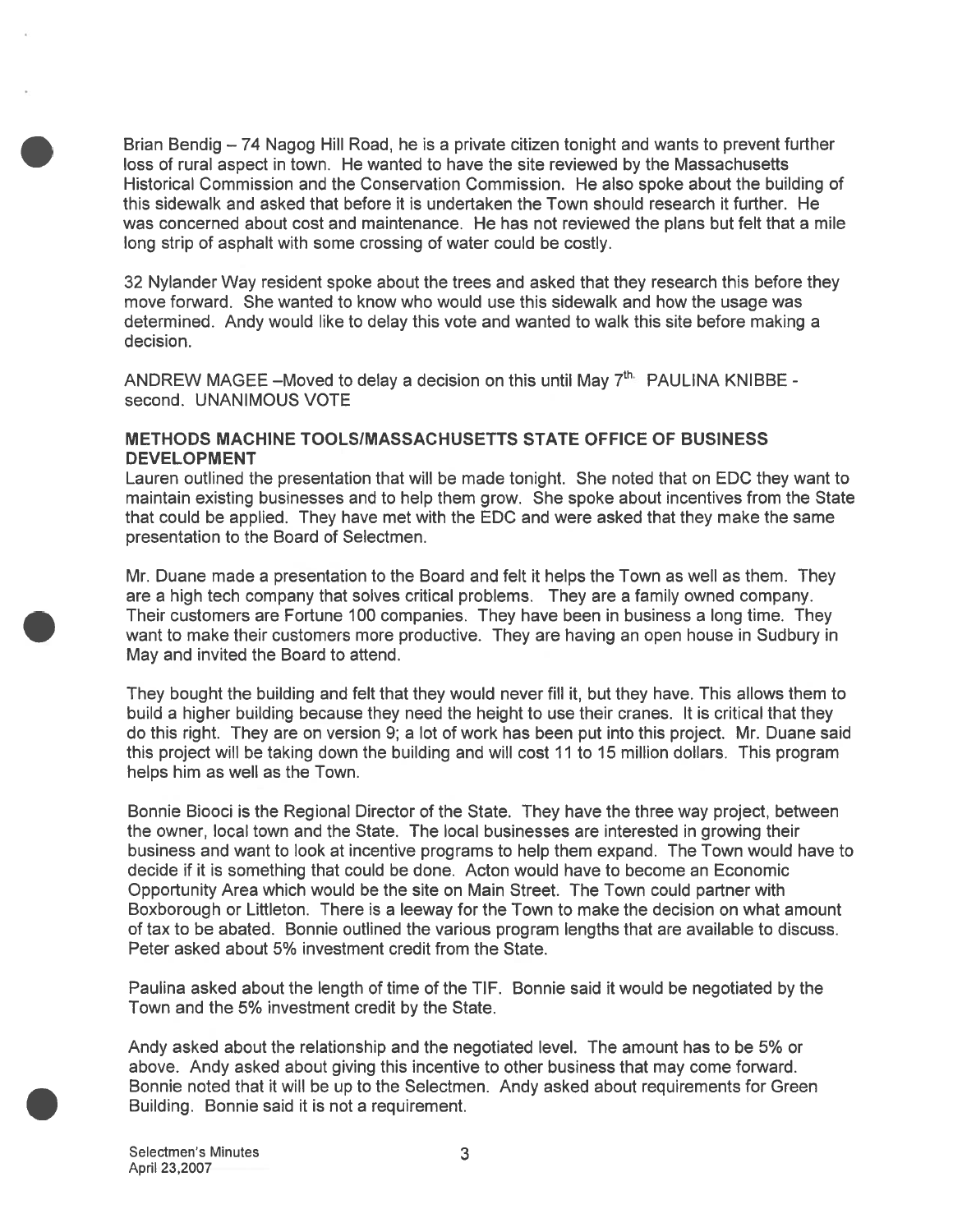Brian Bendig – 74 Nagog Hill Road, he is a private citizen tonight and wants to prevent further loss of rural aspect in town. He wanted to have the site reviewed by the Massachusetts Historical Commission and the Conservation Commission. He also spoke about the building of this sidewalk and asked that before it is undertaken the Town should research it further. He was concerned about cost and maintenance. He has not reviewed the plans but felt that a mile long strip of asphalt with some crossing of water could be costly.

32 Nylander Way resident spoke about the trees and asked that they research this before they move forward. She wanted to know who would use this sidewalk and how the usage was determined. Andy would like to delay this vote and wanted to walk this site before making a decision.

ANDREW MAGEE –Moved to delay a decision on this until May 7th. PAULINA KNIBBE - second. UNANIMOUS VOTE

**METHODS MACHINE TOOLS/MASSACHUSETTS STATE OFFICE OF BUSINESS DEVELOPMENT**

Lauren outlined the presentation that will be made tonight. She noted that on EDC they want to maintain existing businesses and to help them grow. She spoke about incentives from the State that could be applied. They have met with the EDC and were asked that they make the same presentation to the Board of Selectmen.

Mr. Duane made a presentation to the Board and felt it helps the Town as well as them. They are a high tech company that solves critical problems. They are a family owned company. Their customers are Fortune 100 companies. They have been in business a long time. They want to make their customers more productive. They are having an open house in Sudbury in May and invited the Board to attend.

They bought the building and felt that they would never fill it, but they have. This allows them to build a higher building because they need the height to use their cranes. It is critical that they do this right. They are on version 9; a lot of work has been put into this project. Mr. Duane said this project will be taking down the building and will cost 11 to 15 million dollars. This program helps him as well as the Town.

Bonnie Biooci is the Regional Director of the State. They have the three way project, between the owner, local town and the State. The local businesses are interested in growing their business and want to look at incentive programs to help them expand. The Town would have to decide if it is something that could be done. Acton would have to become an Economic Opportunity Area which would be the site on Main Street. The Town could partner with Boxborough or Littleton. There is a leeway for the Town to make the decision on what amount of tax to be abated. Bonnie outlined the various program lengths that are available to discuss. Peter asked about 5% investment credit from the State.

Paulina asked about the length of time of the TIF. Bonnie said it would be negotiated by the Town and the 5% investment credit by the State.

Andy asked about the relationship and the negotiated level. The amount has to be 5% or above. Andy asked about giving this incentive to other business that may come forward. Bonnie noted that it will be up to the Selectmen. Andy asked about requirements for Green Building. Bonnie said it is not a requirement.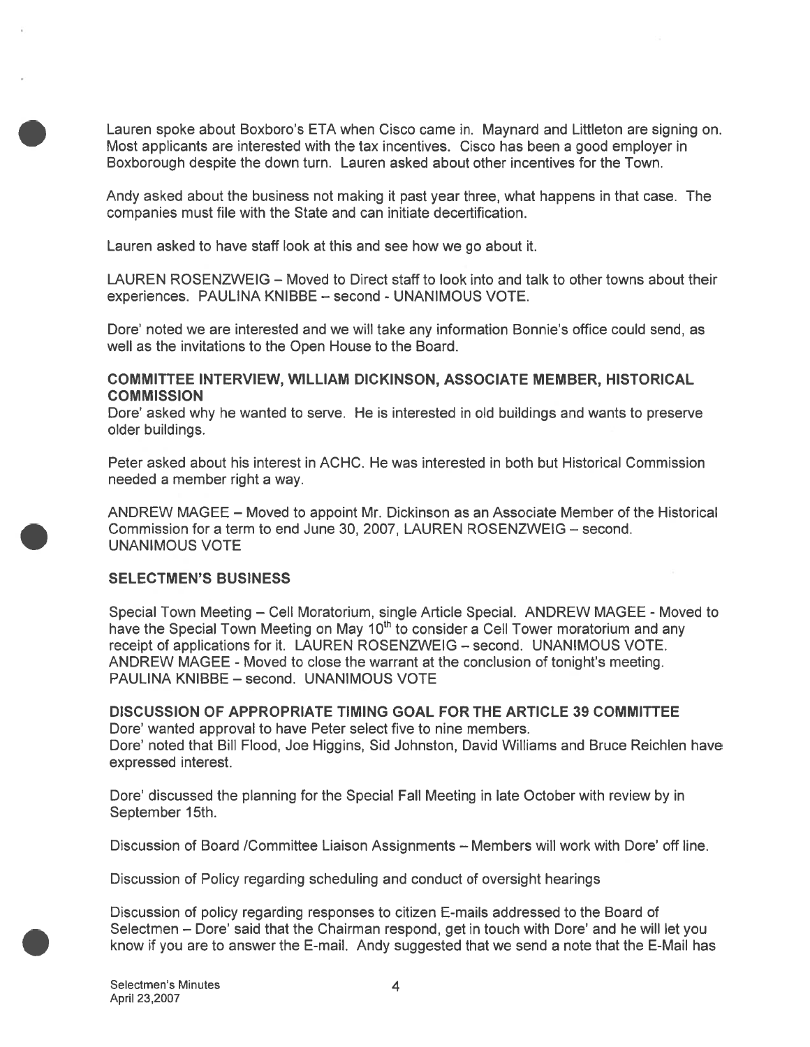Lauren spoke about Boxboro's ETA when Cisco came in. Maynard and Littleton are signing on. Most applicants are interested with the tax incentives. Cisco has been a good employer in Boxborough despite the down turn. Lauren asked about other incentives for the Town.

Andy asked about the business not making it past year three, what happens in that case. The companies must file with the State and can initiate decertification.

Lauren asked to have staff look at this and see how we go about it.

LAUREN ROSENZWEIG – Moved to Direct staff to look into and talk to other towns about their experiences. PAULINA KNIBBE – second - UNANIMOUS VOTE.

Dore' noted we are interested and we will take any information Bonnie's office could send, as well as the invitations to the Open House to the Board.

**COMMITTEE INTERVIEW, WILLIAM DICKINSON, ASSOCIATE MEMBER, HISTORICAL COMMISSION**

Dore' asked why he wanted to serve. He is interested in old buildings and wants to preserve older buildings.

Peter asked about his interest in ACHC. He was interested in both but Historical Commission needed a member right a way.

ANDREW MAGEE – Moved to appoint Mr. Dickinson as an Associate Member of the Historical Commission for a term to end June 30, 2007, LAUREN ROSENZWEIG – second. UNANIMOUS VOTE

**SELECTMEN'S BUSINESS**

Special Town Meeting – Cell Moratorium, single Article Special. ANDREW MAGEE - Moved to have the Special Town Meeting on May 10th to consider a Cell Tower moratorium and any receipt of applications for it. LAUREN ROSENZWEIG – second. UNANIMOUS VOTE. ANDREW MAGEE - Moved to close the warrant at the conclusion of tonight's meeting. PAULINA KNIBBE – second. UNANIMOUS VOTE

**DISCUSSION OF APPROPRIATE TIMING GOAL FOR THE ARTICLE 39 COMMITTEE**

Dore' wanted approval to have Peter select five to nine members.
Dore' noted that Bill Flood, Joe Higgins, Sid Johnston, David Williams and Bruce Reichlen have expressed interest.

Dore' discussed the planning for the Special Fall Meeting in late October with review by in September 15th.

Discussion of Board /Committee Liaison Assignments – Members will work with Dore' off line.

Discussion of Policy regarding scheduling and conduct of oversight hearings

Discussion of policy regarding responses to citizen E-mails addressed to the Board of Selectmen – Dore' said that the Chairman respond, get in touch with Dore' and he will let you know if you are to answer the E-mail. Andy suggested that we send a note that the E-Mail has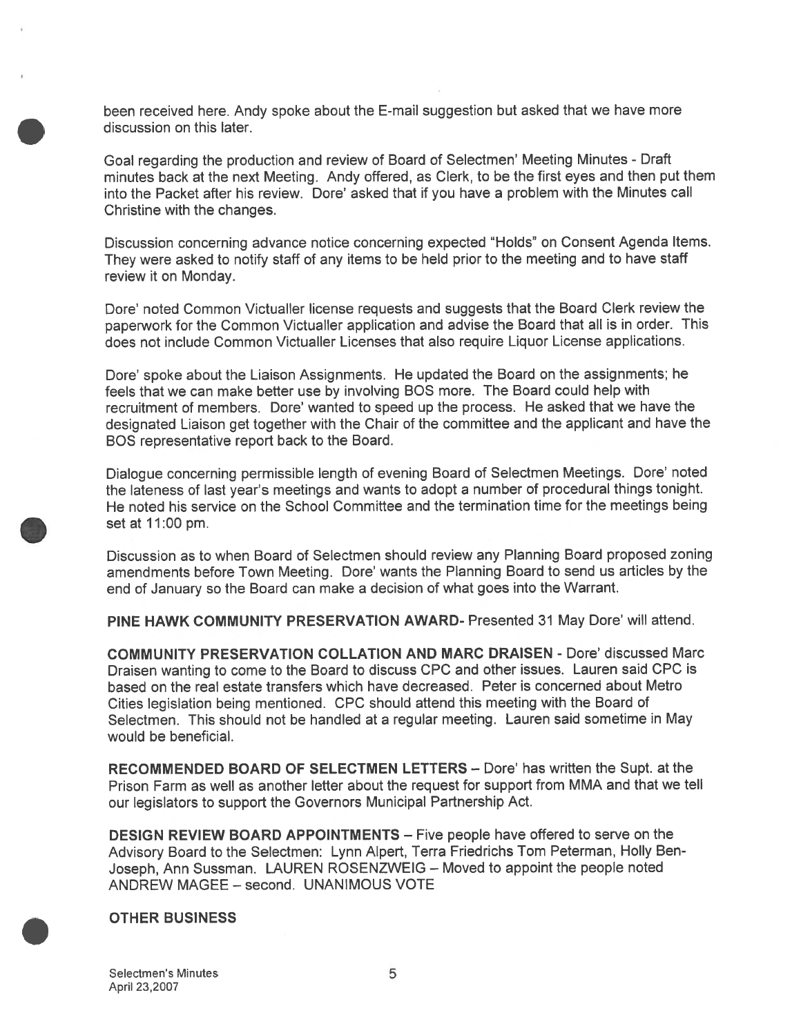been received here. Andy spoke about the E-mail suggestion but asked that we have more discussion on this later.

Goal regarding the production and review of Board of Selectmen' Meeting Minutes - Draft minutes back at the next Meeting. Andy offered, as Clerk, to be the first eyes and then put them into the Packet after his review. Dore' asked that if you have a problem with the Minutes call Christine with the changes.

Discussion concerning advance notice concerning expected "Holds" on Consent Agenda Items. They were asked to notify staff of any items to be held prior to the meeting and to have staff review it on Monday.

Dore' noted Common Victualler license requests and suggests that the Board Clerk review the paperwork for the Common Victualler application and advise the Board that all is in order. This does not include Common Victualler Licenses that also require Liquor License applications.

Dore' spoke about the Liaison Assignments. He updated the Board on the assignments; he feels that we can make better use by involving BOS more. The Board could help with recruitment of members. Dore' wanted to speed up the process. He asked that we have the designated Liaison get together with the Chair of the committee and the applicant and have the BOS representative report back to the Board.

Dialogue concerning permissible length of evening Board of Selectmen Meetings. Dore' noted the lateness of last year's meetings and wants to adopt a number of procedural things tonight. He noted his service on the School Committee and the termination time for the meetings being set at 11:00 pm.

Discussion as to when Board of Selectmen should review any Planning Board proposed zoning amendments before Town Meeting. Dore' wants the Planning Board to send us articles by the end of January so the Board can make a decision of what goes into the Warrant.

**PINE HAWK COMMUNITY PRESERVATION AWARD-** Presented 31 May Dore' will attend.

**COMMUNITY PRESERVATION COLLATION AND MARC DRAISEN** - Dore' discussed Marc Draisen wanting to come to the Board to discuss CPC and other issues. Lauren said CPC is based on the real estate transfers which have decreased. Peter is concerned about Metro Cities legislation being mentioned. CPC should attend this meeting with the Board of Selectmen. This should not be handled at a regular meeting. Lauren said sometime in May would be beneficial.

**RECOMMENDED BOARD OF SELECTMEN LETTERS** – Dore' has written the Supt. at the Prison Farm as well as another letter about the request for support from MMA and that we tell our legislators to support the Governors Municipal Partnership Act.

**DESIGN REVIEW BOARD APPOINTMENTS** – Five people have offered to serve on the Advisory Board to the Selectmen: Lynn Alpert, Terra Friedrichs Tom Peterman, Holly Ben-Joseph, Ann Sussman. LAUREN ROSENZWEIG – Moved to appoint the people noted ANDREW MAGEE – second. UNANIMOUS VOTE

**OTHER BUSINESS**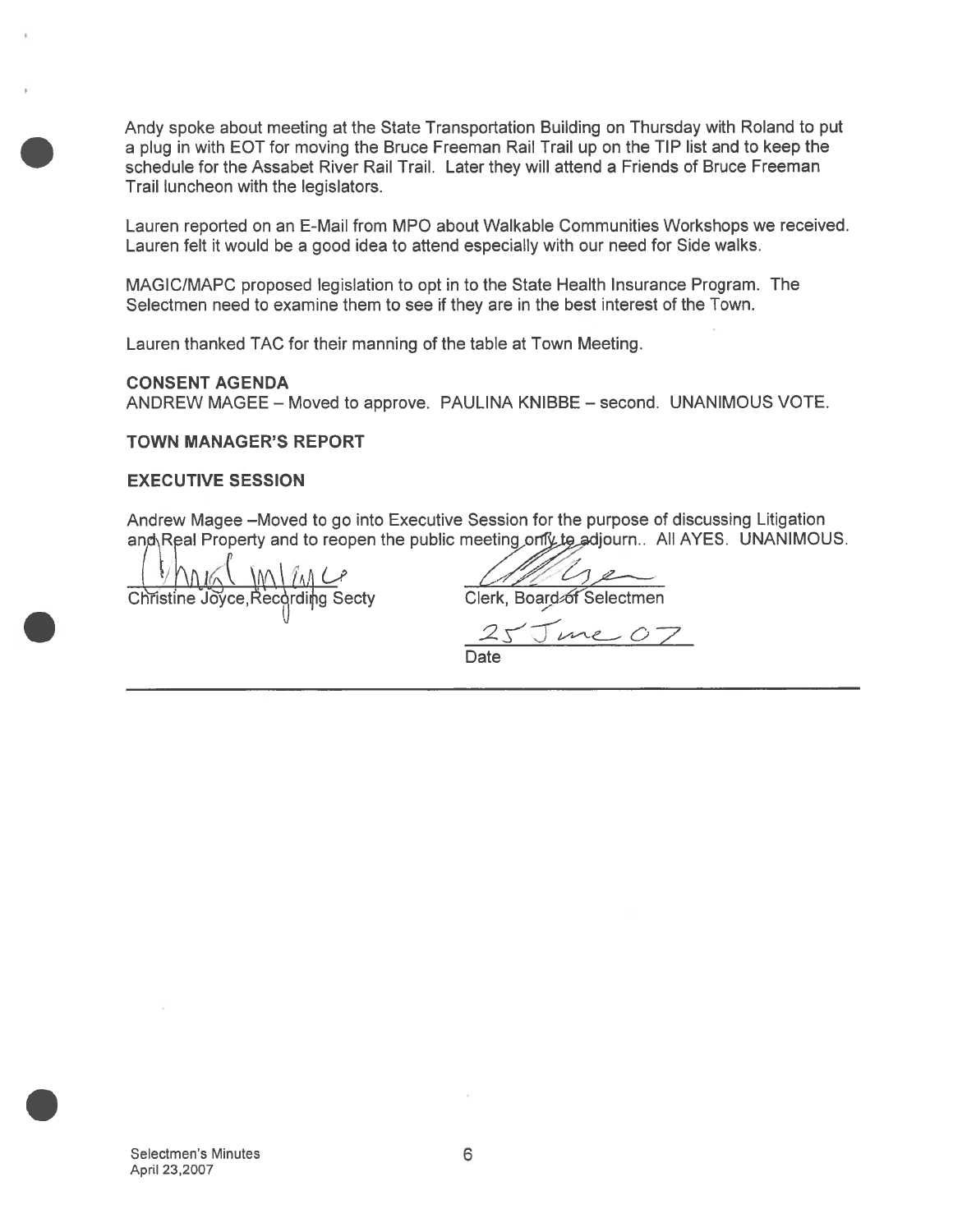Andy spoke about meeting at the State Transportation Building on Thursday with Roland to put a plug in with EOT for moving the Bruce Freeman Rail Trail up on the TIP list and to keep the schedule for the Assabet River Rail Trail. Later they will attend a Friends of Bruce Freeman Trail luncheon with the legislators.

Lauren reported on an E-Mail from MPO about Walkable Communities Workshops we received. Lauren felt it would be a good idea to attend especially with our need for Side walks.

MAGIC/MAPC proposed legislation to opt in to the State Health Insurance Program. The Selectmen need to examine them to see if they are in the best interest of the Town.

Lauren thanked TAC for their manning of the table at Town Meeting.

**CONSENT AGENDA**

ANDREW MAGEE – Moved to approve. PAULINA KNIBBE – second. UNANIMOUS VOTE.

**TOWN MANAGER'S REPORT**

**EXECUTIVE SESSION**

Andrew Magee –Moved to go into Executive Session for the purpose of discussing Litigation and Real Property and to reopen the public meeting only to adjourn.. All AYES. UNANIMOUS.

Christine Joyce, Recording Secty

Clerk, Board of Selectmen

25 June 07

Date